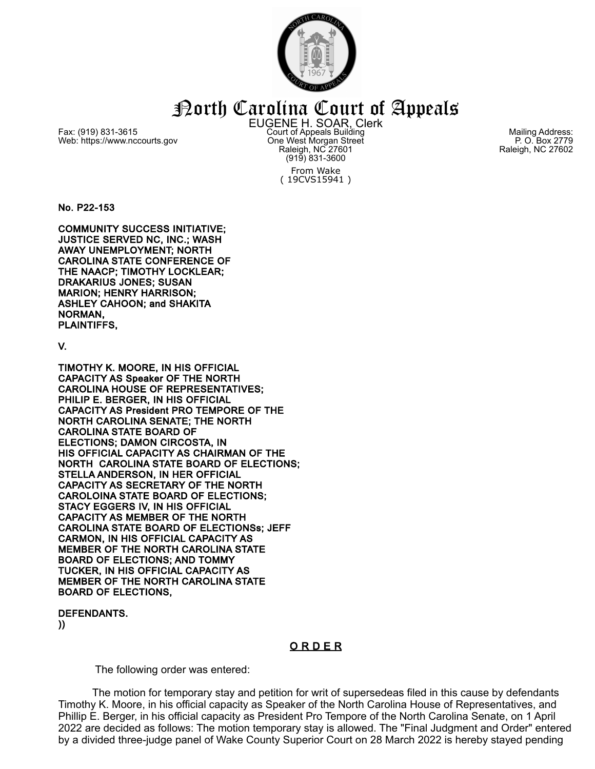# North Carolina Court of Appeals

EUGENE H. SOAR, Clerk

Fax: (919) 831-3615
Web: https://www.nccourts.gov

Court of Appeals Building
One West Morgan Street
Raleigh, NC 27601
(919) 831-3600

Mailing Address:
P. O. Box 2779
Raleigh, NC 27602

From Wake
( 19CVS15941 )

**No. P22-153**

**COMMUNITY SUCCESS INITIATIVE; JUSTICE SERVED NC, INC.; WASH AWAY UNEMPLOYMENT; NORTH CAROLINA STATE CONFERENCE OF THE NAACP; TIMOTHY LOCKLEAR; DRAKARIUS JONES; SUSAN MARION; HENRY HARRISON; ASHLEY CAHOON; and SHAKITA NORMAN, PLAINTIFFS,**

**V.**

**TIMOTHY K. MOORE, IN HIS OFFICIAL CAPACITY AS Speaker OF THE NORTH CAROLINA HOUSE OF REPRESENTATIVES; PHILIP E. BERGER, IN HIS OFFICIAL CAPACITY AS President PRO TEMPORE OF THE NORTH CAROLINA SENATE; THE NORTH CAROLINA STATE BOARD OF ELECTIONS; DAMON CIRCOSTA, IN HIS OFFICIAL CAPACITY AS CHAIRMAN OF THE NORTH CAROLINA STATE BOARD OF ELECTIONS; STELLA ANDERSON, IN HER OFFICIAL CAPACITY AS SECRETARY OF THE NORTH CAROLOINA STATE BOARD OF ELECTIONS; STACY EGGERS IV, IN HIS OFFICIAL CAPACITY AS MEMBER OF THE NORTH CAROLINA STATE BOARD OF ELECTIONSs; JEFF CARMON, IN HIS OFFICIAL CAPACITY AS MEMBER OF THE NORTH CAROLINA STATE BOARD OF ELECTIONS; AND TOMMY TUCKER, IN HIS OFFICIAL CAPACITY AS MEMBER OF THE NORTH CAROLINA STATE BOARD OF ELECTIONS,**

**DEFENDANTS.**
**))**

## O R D E R

The following order was entered:

The motion for temporary stay and petition for writ of supersedeas filed in this cause by defendants Timothy K. Moore, in his official capacity as Speaker of the North Carolina House of Representatives, and Phillip E. Berger, in his official capacity as President Pro Tempore of the North Carolina Senate, on 1 April 2022 are decided as follows: The motion temporary stay is allowed. The "Final Judgment and Order" entered by a divided three-judge panel of Wake County Superior Court on 28 March 2022 is hereby stayed pending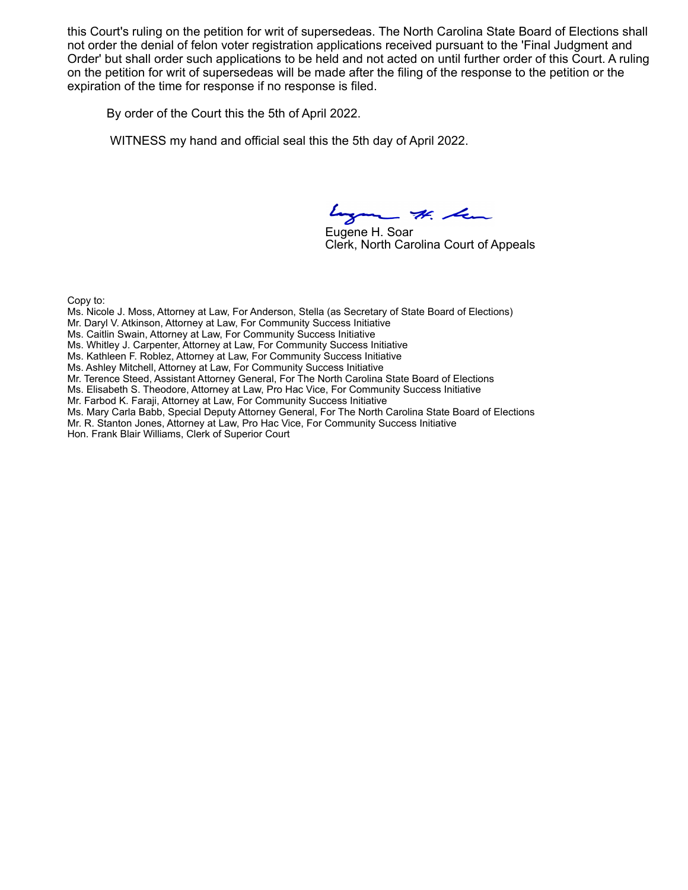this Court's ruling on the petition for writ of supersedeas. The North Carolina State Board of Elections shall not order the denial of felon voter registration applications received pursuant to the 'Final Judgment and Order' but shall order such applications to be held and not acted on until further order of this Court. A ruling on the petition for writ of supersedeas will be made after the filing of the response to the petition or the expiration of the time for response if no response is filed.

By order of the Court this the 5th of April 2022.

WITNESS my hand and official seal this the 5th day of April 2022.

Eugene H. Soar
Clerk, North Carolina Court of Appeals

Copy to:
Ms. Nicole J. Moss, Attorney at Law, For Anderson, Stella (as Secretary of State Board of Elections)
Mr. Daryl V. Atkinson, Attorney at Law, For Community Success Initiative
Ms. Caitlin Swain, Attorney at Law, For Community Success Initiative
Ms. Whitley J. Carpenter, Attorney at Law, For Community Success Initiative
Ms. Kathleen F. Roblez, Attorney at Law, For Community Success Initiative
Ms. Ashley Mitchell, Attorney at Law, For Community Success Initiative
Mr. Terence Steed, Assistant Attorney General, For The North Carolina State Board of Elections
Ms. Elisabeth S. Theodore, Attorney at Law, Pro Hac Vice, For Community Success Initiative
Mr. Farbod K. Faraji, Attorney at Law, For Community Success Initiative
Ms. Mary Carla Babb, Special Deputy Attorney General, For The North Carolina State Board of Elections
Mr. R. Stanton Jones, Attorney at Law, Pro Hac Vice, For Community Success Initiative
Hon. Frank Blair Williams, Clerk of Superior Court